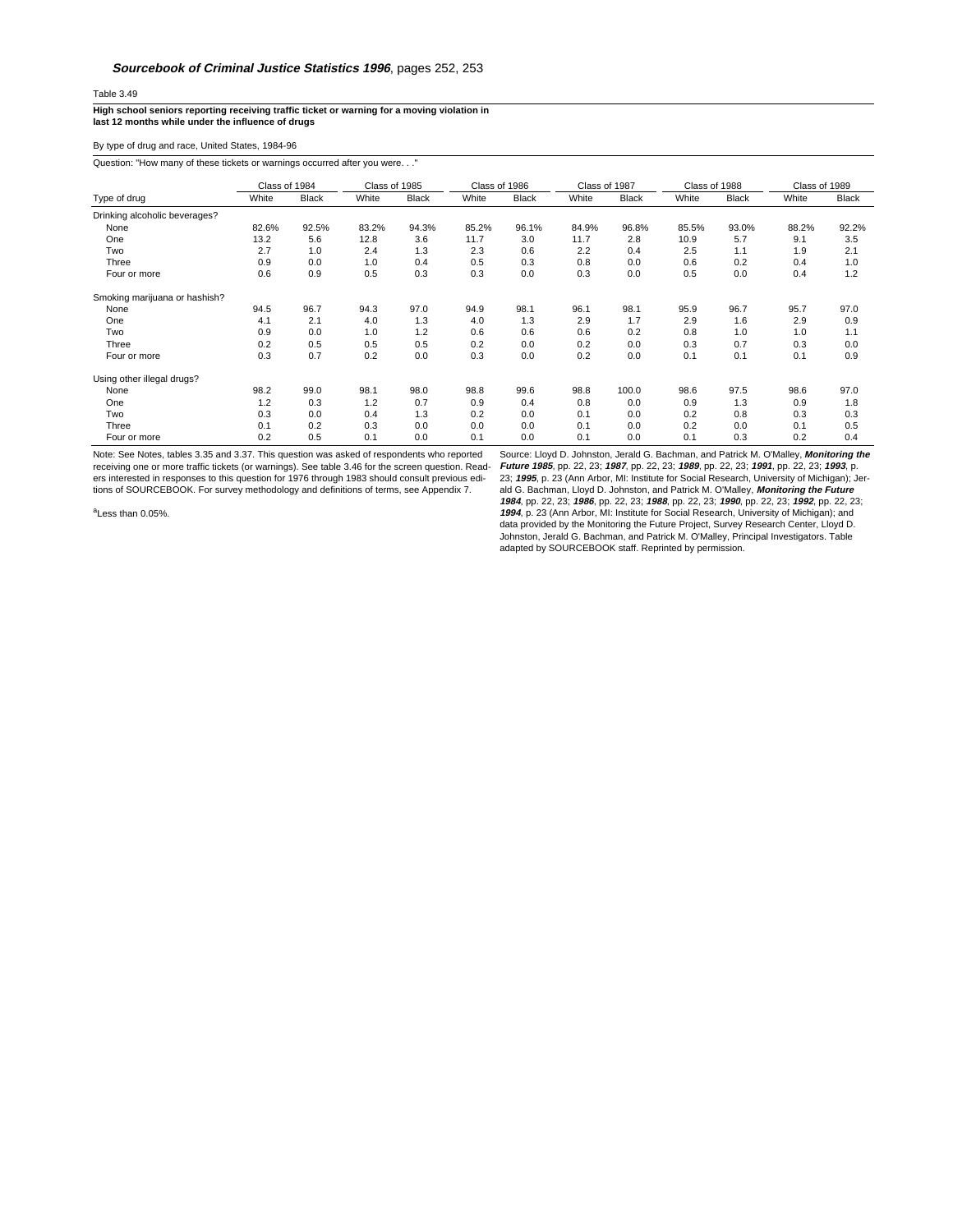***Sourcebook of Criminal Justice Statistics 1996***, pages 252, 253

Table 3.49

**High school seniors reporting receiving traffic ticket or warning for a moving violation in last 12 months while under the influence of drugs**

By type of drug and race, United States, 1984-96

Question: "How many of these tickets or warnings occurred after you were. . ."

| Type of drug | Class of 1984 | | Class of 1985 | | Class of 1986 | | Class of 1987 | | Class of 1988 | | Class of 1989 | |
|---|---|---|---|---|---|---|---|---|---|---|---|---|
| | White | Black | White | Black | White | Black | White | Black | White | Black | White | Black |
| Drinking alcoholic beverages? | | | | | | | | | | | | |
| None | 82.6% | 92.5% | 83.2% | 94.3% | 85.2% | 96.1% | 84.9% | 96.8% | 85.5% | 93.0% | 88.2% | 92.2% |
| One | 13.2 | 5.6 | 12.8 | 3.6 | 11.7 | 3.0 | 11.7 | 2.8 | 10.9 | 5.7 | 9.1 | 3.5 |
| Two | 2.7 | 1.0 | 2.4 | 1.3 | 2.3 | 0.6 | 2.2 | 0.4 | 2.5 | 1.1 | 1.9 | 2.1 |
| Three | 0.9 | 0.0 | 1.0 | 0.4 | 0.5 | 0.3 | 0.8 | 0.0 | 0.6 | 0.2 | 0.4 | 1.0 |
| Four or more | 0.6 | 0.9 | 0.5 | 0.3 | 0.3 | 0.0 | 0.3 | 0.0 | 0.5 | 0.0 | 0.4 | 1.2 |
| Smoking marijuana or hashish? | | | | | | | | | | | | |
| None | 94.5 | 96.7 | 94.3 | 97.0 | 94.9 | 98.1 | 96.1 | 98.1 | 95.9 | 96.7 | 95.7 | 97.0 |
| One | 4.1 | 2.1 | 4.0 | 1.3 | 4.0 | 1.3 | 2.9 | 1.7 | 2.9 | 1.6 | 2.9 | 0.9 |
| Two | 0.9 | 0.0 | 1.0 | 1.2 | 0.6 | 0.6 | 0.6 | 0.2 | 0.8 | 1.0 | 1.0 | 1.1 |
| Three | 0.2 | 0.5 | 0.5 | 0.5 | 0.2 | 0.0 | 0.2 | 0.0 | 0.3 | 0.7 | 0.3 | 0.0 |
| Four or more | 0.3 | 0.7 | 0.2 | 0.0 | 0.3 | 0.0 | 0.2 | 0.0 | 0.1 | 0.1 | 0.1 | 0.9 |
| Using other illegal drugs? | | | | | | | | | | | | |
| None | 98.2 | 99.0 | 98.1 | 98.0 | 98.8 | 99.6 | 98.8 | 100.0 | 98.6 | 97.5 | 98.6 | 97.0 |
| One | 1.2 | 0.3 | 1.2 | 0.7 | 0.9 | 0.4 | 0.8 | 0.0 | 0.9 | 1.3 | 0.9 | 1.8 |
| Two | 0.3 | 0.0 | 0.4 | 1.3 | 0.2 | 0.0 | 0.1 | 0.0 | 0.2 | 0.8 | 0.3 | 0.3 |
| Three | 0.1 | 0.2 | 0.3 | 0.0 | 0.0 | 0.0 | 0.1 | 0.0 | 0.2 | 0.0 | 0.1 | 0.5 |
| Four or more | 0.2 | 0.5 | 0.1 | 0.0 | 0.1 | 0.0 | 0.1 | 0.0 | 0.1 | 0.3 | 0.2 | 0.4 |

Note: See Notes, tables 3.35 and 3.37. This question was asked of respondents who reported receiving one or more traffic tickets (or warnings). See table 3.46 for the screen question. Readers interested in responses to this question for 1976 through 1983 should consult previous editions of SOURCEBOOK. For survey methodology and definitions of terms, see Appendix 7.

[a]Less than 0.05%.

Source: Lloyd D. Johnston, Jerald G. Bachman, and Patrick M. O'Malley, ***Monitoring the Future 1985***, pp. 22, 23; ***1987***, pp. 22, 23; ***1989***, pp. 22, 23; ***1991***, pp. 22, 23; ***1993***, p. 23; ***1995***, p. 23 (Ann Arbor, MI: Institute for Social Research, University of Michigan); Jerald G. Bachman, Lloyd D. Johnston, and Patrick M. O'Malley, ***Monitoring the Future 1984***, pp. 22, 23; ***1986***, pp. 22, 23; ***1988***, pp. 22, 23; ***1990***, pp. 22, 23; ***1992***, pp. 22, 23; ***1994***, p. 23 (Ann Arbor, MI: Institute for Social Research, University of Michigan); and data provided by the Monitoring the Future Project, Survey Research Center, Lloyd D. Johnston, Jerald G. Bachman, and Patrick M. O'Malley, Principal Investigators. Table adapted by SOURCEBOOK staff. Reprinted by permission.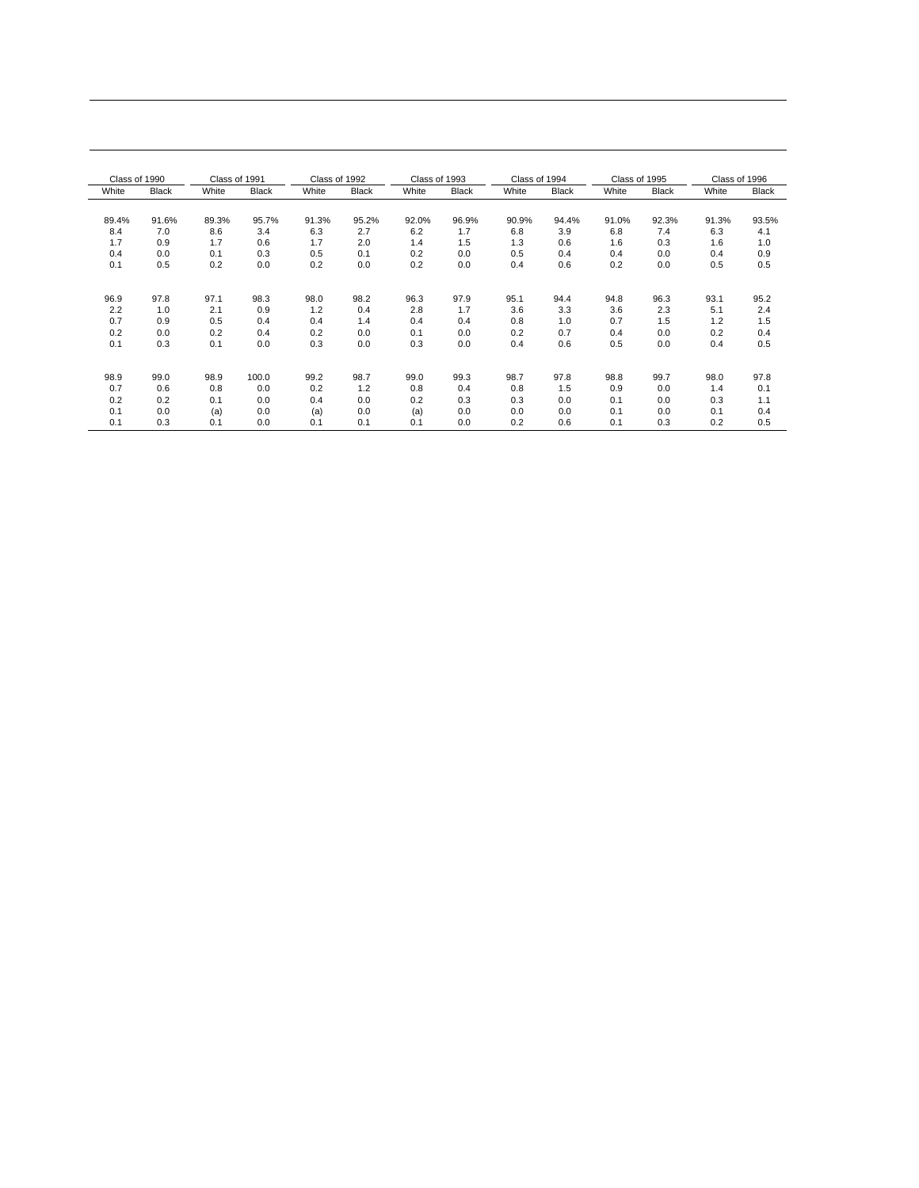| Class of 1990 | | Class of 1991 | | Class of 1992 | | Class of 1993 | | Class of 1994 | | Class of 1995 | | Class of 1996 | |
|---|---|---|---|---|---|---|---|---|---|---|---|---|---|
| White | Black | White | Black | White | Black | White | Black | White | Black | White | Black | White | Black |
| 89.4% | 91.6% | 89.3% | 95.7% | 91.3% | 95.2% | 92.0% | 96.9% | 90.9% | 94.4% | 91.0% | 92.3% | 91.3% | 93.5% |
| 8.4 | 7.0 | 8.6 | 3.4 | 6.3 | 2.7 | 6.2 | 1.7 | 6.8 | 3.9 | 6.8 | 7.4 | 6.3 | 4.1 |
| 1.7 | 0.9 | 1.7 | 0.6 | 1.7 | 2.0 | 1.4 | 1.5 | 1.3 | 0.6 | 1.6 | 0.3 | 1.6 | 1.0 |
| 0.4 | 0.0 | 0.1 | 0.3 | 0.5 | 0.1 | 0.2 | 0.0 | 0.5 | 0.4 | 0.4 | 0.0 | 0.4 | 0.9 |
| 0.1 | 0.5 | 0.2 | 0.0 | 0.2 | 0.0 | 0.2 | 0.0 | 0.4 | 0.6 | 0.2 | 0.0 | 0.5 | 0.5 |
| | | | | | | | | | | | | | |
| 96.9 | 97.8 | 97.1 | 98.3 | 98.0 | 98.2 | 96.3 | 97.9 | 95.1 | 94.4 | 94.8 | 96.3 | 93.1 | 95.2 |
| 2.2 | 1.0 | 2.1 | 0.9 | 1.2 | 0.4 | 2.8 | 1.7 | 3.6 | 3.3 | 3.6 | 2.3 | 5.1 | 2.4 |
| 0.7 | 0.9 | 0.5 | 0.4 | 0.4 | 1.4 | 0.4 | 0.4 | 0.8 | 1.0 | 0.7 | 1.5 | 1.2 | 1.5 |
| 0.2 | 0.0 | 0.2 | 0.4 | 0.2 | 0.0 | 0.1 | 0.0 | 0.2 | 0.7 | 0.4 | 0.0 | 0.2 | 0.4 |
| 0.1 | 0.3 | 0.1 | 0.0 | 0.3 | 0.0 | 0.3 | 0.0 | 0.4 | 0.6 | 0.5 | 0.0 | 0.4 | 0.5 |
| | | | | | | | | | | | | | |
| 98.9 | 99.0 | 98.9 | 100.0 | 99.2 | 98.7 | 99.0 | 99.3 | 98.7 | 97.8 | 98.8 | 99.7 | 98.0 | 97.8 |
| 0.7 | 0.6 | 0.8 | 0.0 | 0.2 | 1.2 | 0.8 | 0.4 | 0.8 | 1.5 | 0.9 | 0.0 | 1.4 | 0.1 |
| 0.2 | 0.2 | 0.1 | 0.0 | 0.4 | 0.0 | 0.2 | 0.3 | 0.3 | 0.0 | 0.1 | 0.0 | 0.3 | 1.1 |
| 0.1 | 0.0 | (a) | 0.0 | (a) | 0.0 | (a) | 0.0 | 0.0 | 0.0 | 0.1 | 0.0 | 0.1 | 0.4 |
| 0.1 | 0.3 | 0.1 | 0.0 | 0.1 | 0.1 | 0.1 | 0.0 | 0.2 | 0.6 | 0.1 | 0.3 | 0.2 | 0.5 |